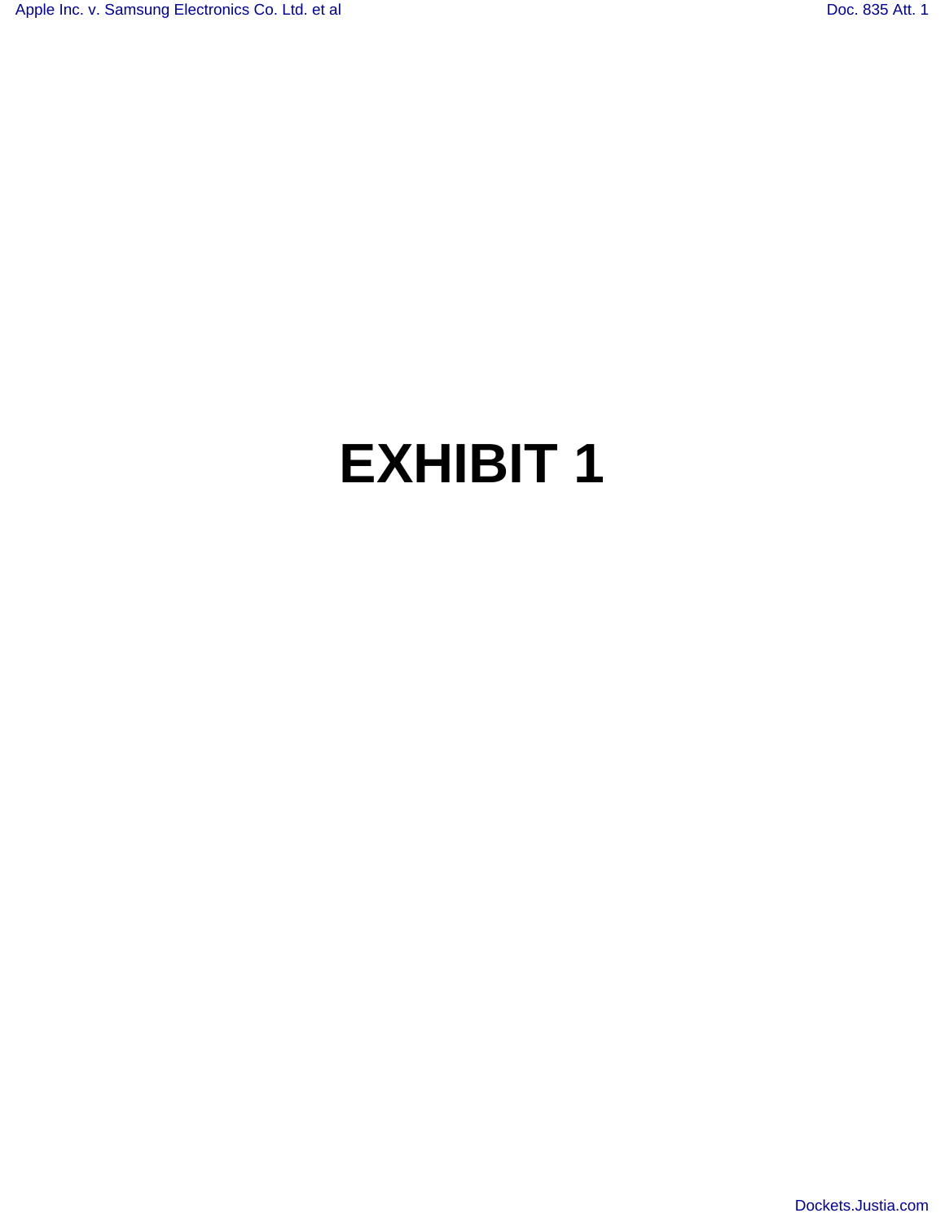# EXHIBIT 1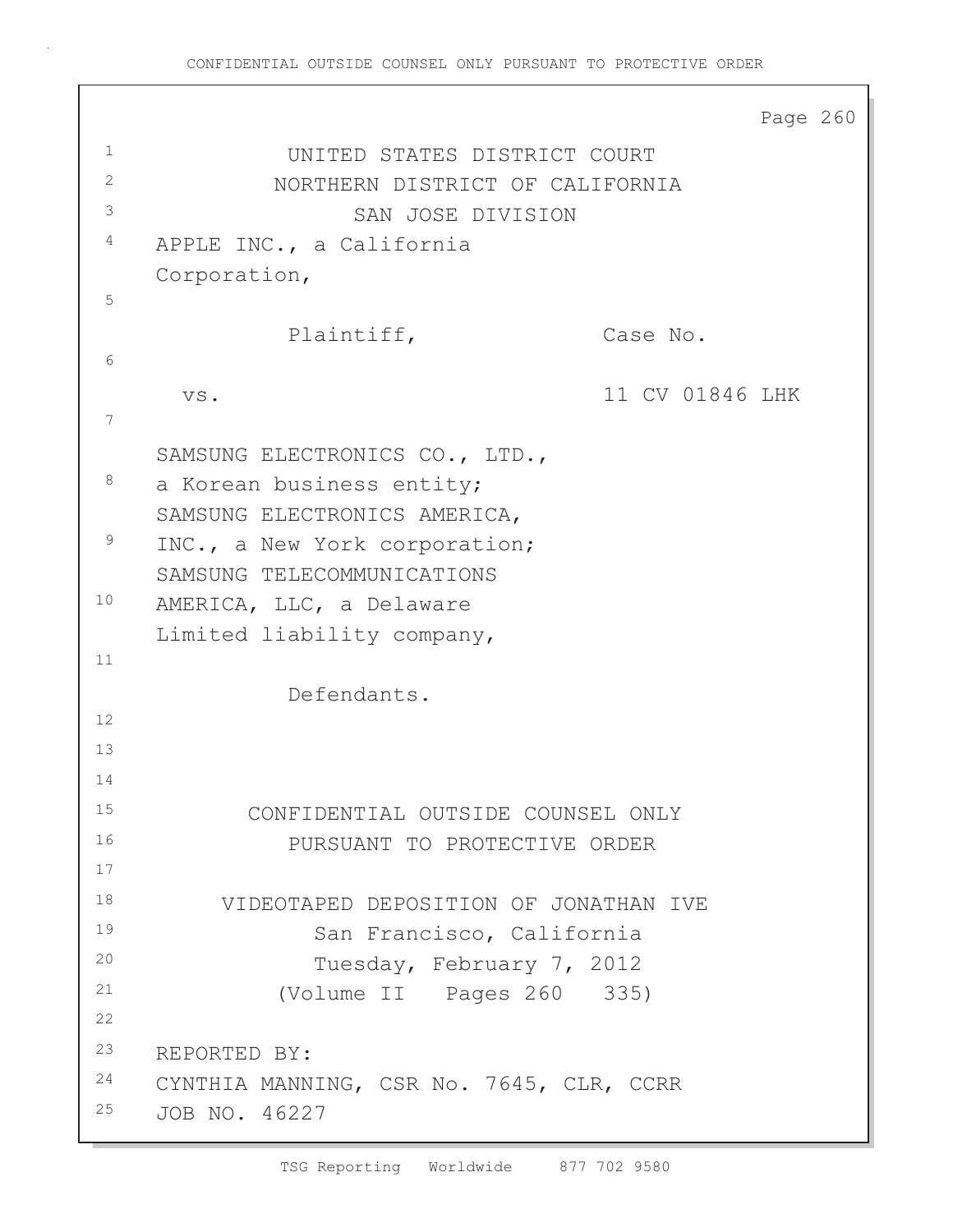UNITED STATES DISTRICT COURT
NORTHERN DISTRICT OF CALIFORNIA
SAN JOSE DIVISION

APPLE INC., a California Corporation,

Plaintiff,

vs.

Case No. 11 CV 01846 LHK

SAMSUNG ELECTRONICS CO., LTD., a Korean business entity; SAMSUNG ELECTRONICS AMERICA, INC., a New York corporation; SAMSUNG TELECOMMUNICATIONS AMERICA, LLC, a Delaware Limited liability company,

Defendants.

CONFIDENTIAL OUTSIDE COUNSEL ONLY
PURSUANT TO PROTECTIVE ORDER

VIDEOTAPED DEPOSITION OF JONATHAN IVE
San Francisco, California
Tuesday, February 7, 2012
(Volume II Pages 260 335)

REPORTED BY:
CYNTHIA MANNING, CSR No. 7645, CLR, CCRR
JOB NO. 46227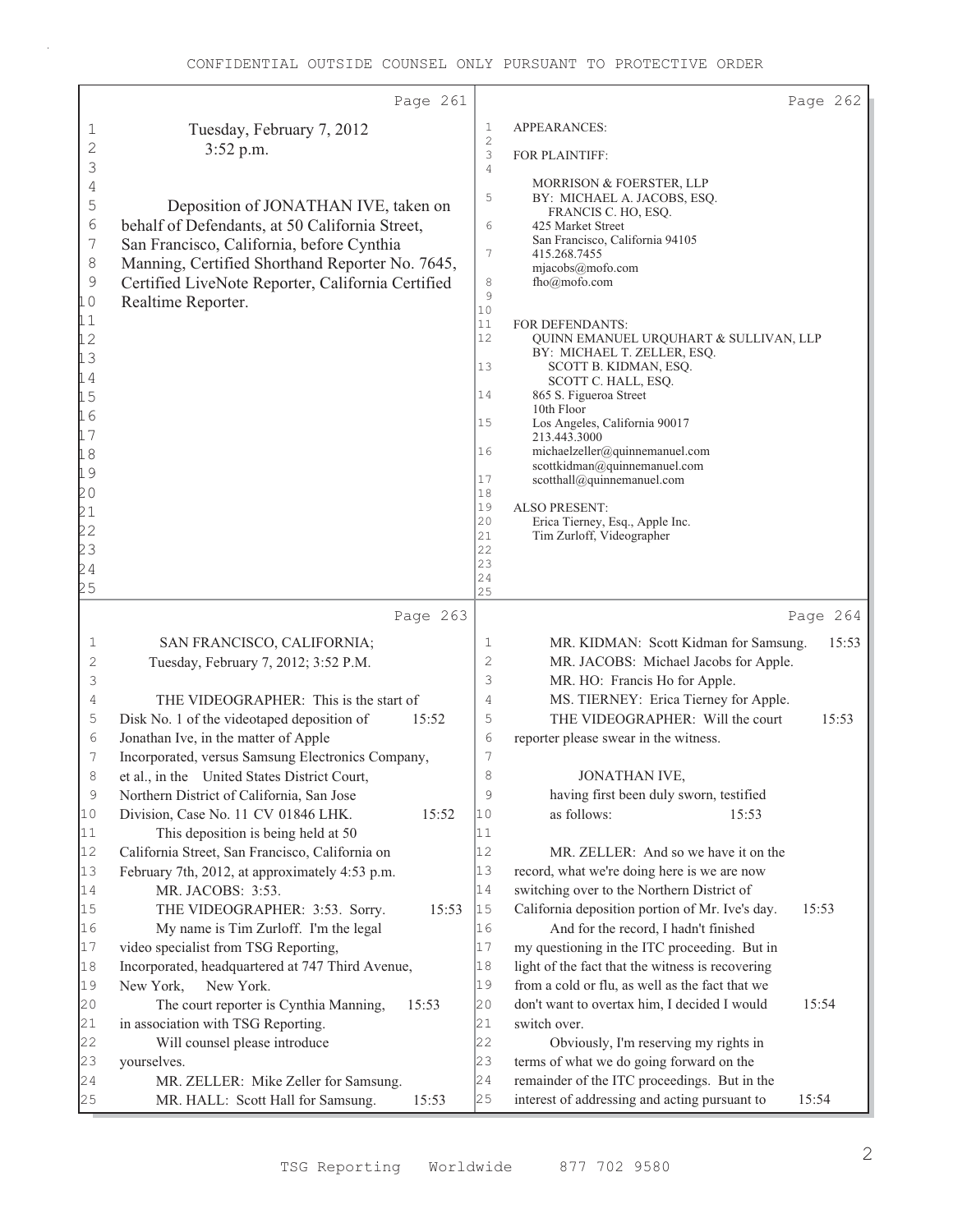Page 261

1 Tuesday, February 7, 2012
2 3:52 p.m.
3
4
5 Deposition of JONATHAN IVE, taken on
6 behalf of Defendants, at 50 California Street,
7 San Francisco, California, before Cynthia
8 Manning, Certified Shorthand Reporter No. 7645,
9 Certified LiveNote Reporter, California Certified
10 Realtime Reporter.
11
12
13
14
15
16
17
18
19
20
21
22
23
24
25

Page 262

1 APPEARANCES:
2
3 FOR PLAINTIFF:
4
MORRISON & FOERSTER, LLP
5 BY: MICHAEL A. JACOBS, ESQ.
FRANCIS C. HO, ESQ.
6 425 Market Street
San Francisco, California 94105
7 415.268.7455
mjacobs@mofo.com
8 fho@mofo.com
9
10
11 FOR DEFENDANTS:
12 QUINN EMANUEL URQUHART & SULLIVAN, LLP
BY: MICHAEL T. ZELLER, ESQ.
13 SCOTT B. KIDMAN, ESQ.
SCOTT C. HALL, ESQ.
14 865 S. Figueroa Street
10th Floor
15 Los Angeles, California 90017
213.443.3000
16 michaelzeller@quinnemanuel.com
scottkidman@quinnemanuel.com
17 scotthall@quinnemanuel.com
18
19 ALSO PRESENT:
20 Erica Tierney, Esq., Apple Inc.
21 Tim Zurloff, Videographer
22
23
24
25

Page 263

1 SAN FRANCISCO, CALIFORNIA;
2 Tuesday, February 7, 2012; 3:52 P.M.
3
4 THE VIDEOGRAPHER: This is the start of
5 Disk No. 1 of the videotaped deposition of 15:52
6 Jonathan Ive, in the matter of Apple
7 Incorporated, versus Samsung Electronics Company,
8 et al., in the United States District Court,
9 Northern District of California, San Jose
10 Division, Case No. 11 CV 01846 LHK. 15:52
11 This deposition is being held at 50
12 California Street, San Francisco, California on
13 February 7th, 2012, at approximately 4:53 p.m.
14 MR. JACOBS: 3:53.
15 THE VIDEOGRAPHER: 3:53. Sorry. 15:53
16 My name is Tim Zurloff. I'm the legal
17 video specialist from TSG Reporting,
18 Incorporated, headquartered at 747 Third Avenue,
19 New York, New York.
20 The court reporter is Cynthia Manning, 15:53
21 in association with TSG Reporting.
22 Will counsel please introduce
23 yourselves.
24 MR. ZELLER: Mike Zeller for Samsung.
25 MR. HALL: Scott Hall for Samsung. 15:53

Page 264

1 MR. KIDMAN: Scott Kidman for Samsung. 15:53
2 MR. JACOBS: Michael Jacobs for Apple.
3 MR. HO: Francis Ho for Apple.
4 MS. TIERNEY: Erica Tierney for Apple.
5 THE VIDEOGRAPHER: Will the court 15:53
6 reporter please swear in the witness.
7
8 JONATHAN IVE,
9 having first been duly sworn, testified
10 as follows: 15:53
11
12 MR. ZELLER: And so we have it on the
13 record, what we're doing here is we are now
14 switching over to the Northern District of
15 California deposition portion of Mr. Ive's day. 15:53
16 And for the record, I hadn't finished
17 my questioning in the ITC proceeding. But in
18 light of the fact that the witness is recovering
19 from a cold or flu, as well as the fact that we
20 don't want to overtax him, I decided I would 15:54
21 switch over.
22 Obviously, I'm reserving my rights in
23 terms of what we do going forward on the
24 remainder of the ITC proceedings. But in the
25 interest of addressing and acting pursuant to 15:54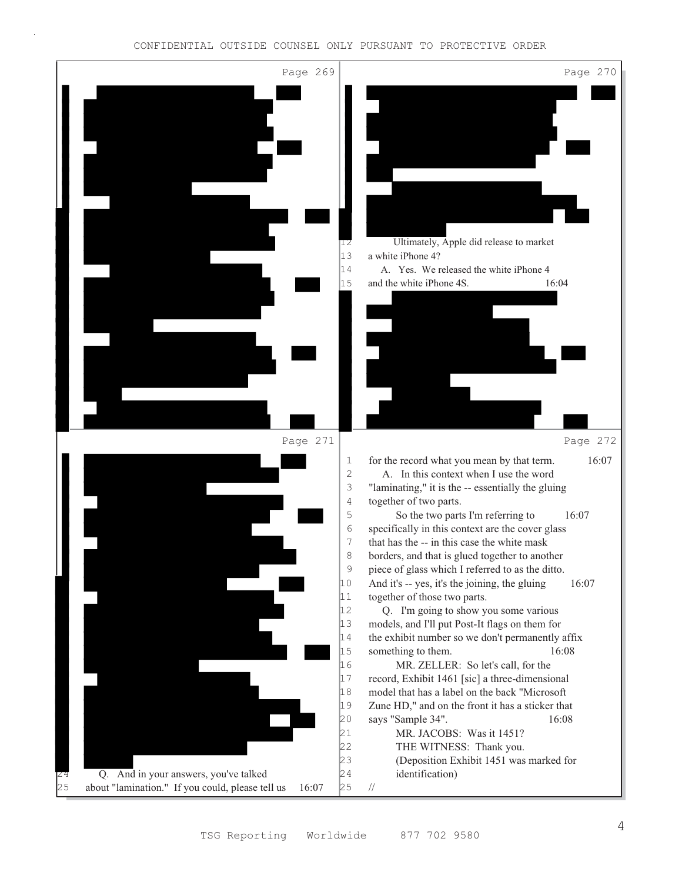CONFIDENTIAL OUTSIDE COUNSEL ONLY PURSUANT TO PROTECTIVE ORDER

Page 269

Page 270

12 Ultimately, Apple did release to market
13 a white iPhone 4?
14 A. Yes. We released the white iPhone 4
15 and the white iPhone 4S. 16:04

Page 271

24 Q. And in your answers, you've talked
25 about "lamination." If you could, please tell us 16:07

Page 272

1 for the record what you mean by that term. 16:07
2 A. In this context when I use the word
3 "laminating," it is the -- essentially the gluing
4 together of two parts.
5 So the two parts I'm referring to 16:07
6 specifically in this context are the cover glass
7 that has the -- in this case the white mask
8 borders, and that is glued together to another
9 piece of glass which I referred to as the ditto.
10 And it's -- yes, it's the joining, the gluing 16:07
11 together of those two parts.
12 Q. I'm going to show you some various
13 models, and I'll put Post-It flags on them for
14 the exhibit number so we don't permanently affix
15 something to them. 16:08
16 MR. ZELLER: So let's call, for the
17 record, Exhibit 1461 [sic] a three-dimensional
18 model that has a label on the back "Microsoft
19 Zune HD," and on the front it has a sticker that
20 says "Sample 34". 16:08
21 MR. JACOBS: Was it 1451?
22 THE WITNESS: Thank you.
23 (Deposition Exhibit 1451 was marked for
24 identification)
25 //

TSG Reporting Worldwide 877 702 9580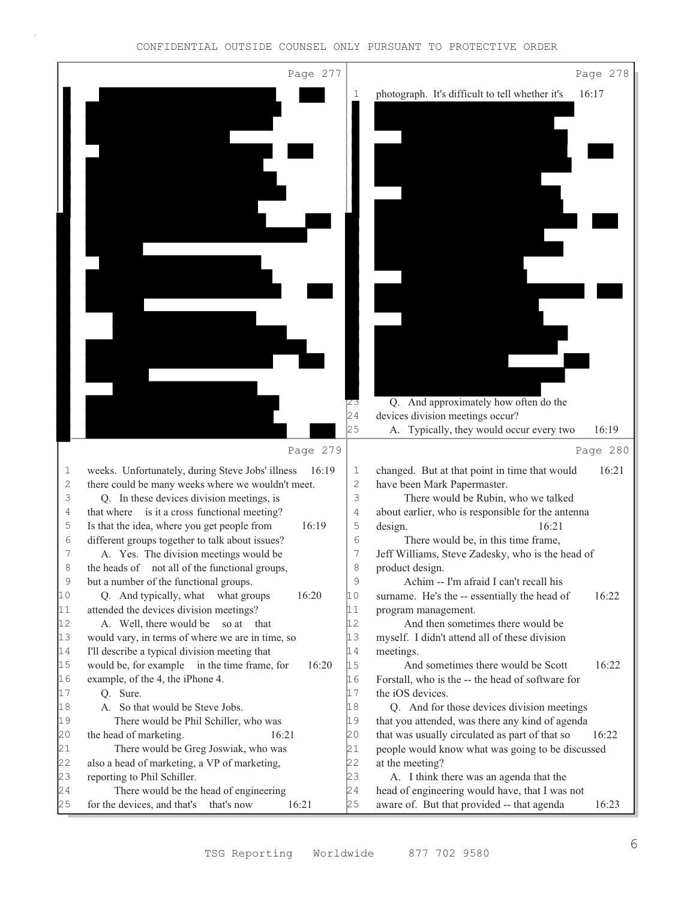CONFIDENTIAL OUTSIDE COUNSEL ONLY PURSUANT TO PROTECTIVE ORDER

Page 277

[REDACTED]

Page 278

1 photograph. It's difficult to tell whether it's 16:17

[REDACTED]

23 Q. And approximately how often do the
24 devices division meetings occur?
25 A. Typically, they would occur every two 16:19

Page 279

1 weeks. Unfortunately, during Steve Jobs' illness 16:19
2 there could be many weeks where we wouldn't meet.
3 Q. In these devices division meetings, is
4 that where is it a cross functional meeting?
5 Is that the idea, where you get people from 16:19
6 different groups together to talk about issues?
7 A. Yes. The division meetings would be
8 the heads of not all of the functional groups,
9 but a number of the functional groups.
10 Q. And typically, what what groups 16:20
11 attended the devices division meetings?
12 A. Well, there would be so at that
13 would vary, in terms of where we are in time, so
14 I'll describe a typical division meeting that
15 would be, for example in the time frame, for 16:20
16 example, of the 4, the iPhone 4.
17 Q. Sure.
18 A. So that would be Steve Jobs.
19 There would be Phil Schiller, who was
20 the head of marketing. 16:21
21 There would be Greg Joswiak, who was
22 also a head of marketing, a VP of marketing,
23 reporting to Phil Schiller.
24 There would be the head of engineering
25 for the devices, and that's that's now 16:21

Page 280

1 changed. But at that point in time that would 16:21
2 have been Mark Papermaster.
3 There would be Rubin, who we talked
4 about earlier, who is responsible for the antenna
5 design. 16:21
6 There would be, in this time frame,
7 Jeff Williams, Steve Zadesky, who is the head of
8 product design.
9 Achim -- I'm afraid I can't recall his
10 surname. He's the -- essentially the head of 16:22
11 program management.
12 And then sometimes there would be
13 myself. I didn't attend all of these division
14 meetings.
15 And sometimes there would be Scott 16:22
16 Forstall, who is the -- the head of software for
17 the iOS devices.
18 Q. And for those devices division meetings
19 that you attended, was there any kind of agenda
20 that was usually circulated as part of that so 16:22
21 people would know what was going to be discussed
22 at the meeting?
23 A. I think there was an agenda that the
24 head of engineering would have, that I was not
25 aware of. But that provided -- that agenda 16:23

TSG Reporting Worldwide 877 702 9580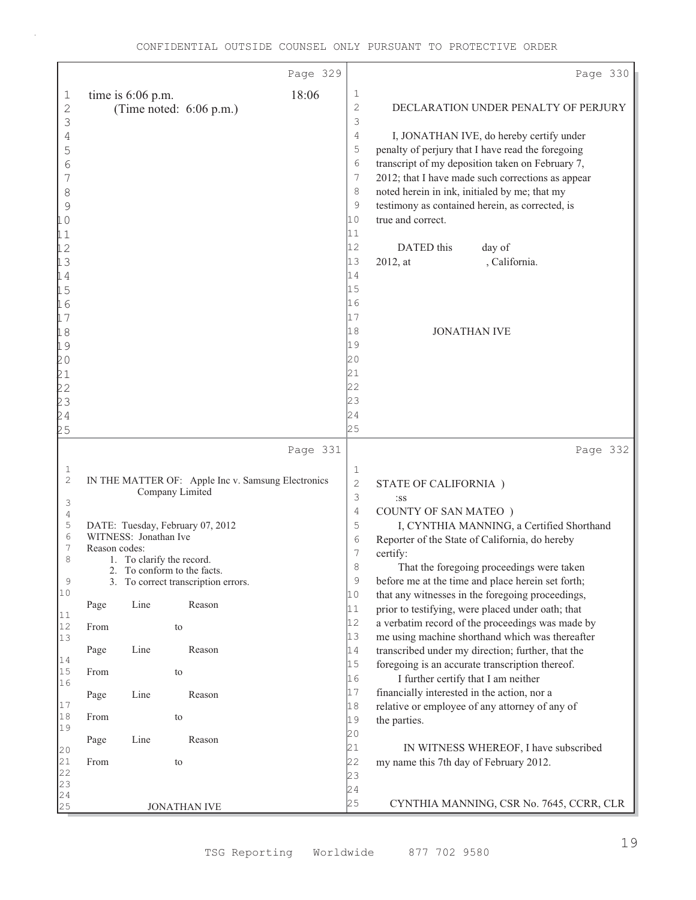Page 329

time is 6:06 p.m. 18:06

(Time noted: 6:06 p.m.)

Page 330

DECLARATION UNDER PENALTY OF PERJURY

I, JONATHAN IVE, do hereby certify under penalty of perjury that I have read the foregoing transcript of my deposition taken on February 7, 2012; that I have made such corrections as appear noted herein in ink, initialed by me; that my testimony as contained herein, as corrected, is true and correct.

DATED this day of 2012, at , California.

JONATHAN IVE

Page 331

IN THE MATTER OF: Apple Inc v. Samsung Electronics Company Limited

DATE: Tuesday, February 07, 2012

WITNESS: Jonathan Ive

Reason codes:

1. To clarify the record.
2. To conform to the facts.
3. To correct transcription errors.

Page Line Reason

From to

Page Line Reason

From to

Page Line Reason

From to

Page Line Reason

From to

JONATHAN IVE

Page 332

STATE OF CALIFORNIA )

:ss

COUNTY OF SAN MATEO )

I, CYNTHIA MANNING, a Certified Shorthand Reporter of the State of California, do hereby certify:

That the foregoing proceedings were taken before me at the time and place herein set forth; that any witnesses in the foregoing proceedings, prior to testifying, were placed under oath; that a verbatim record of the proceedings was made by me using machine shorthand which was thereafter transcribed under my direction; further, that the foregoing is an accurate transcription thereof.

I further certify that I am neither financially interested in the action, nor a relative or employee of any attorney of any of the parties.

IN WITNESS WHEREOF, I have subscribed my name this 7th day of February 2012.

CYNTHIA MANNING, CSR No. 7645, CCRR, CLR